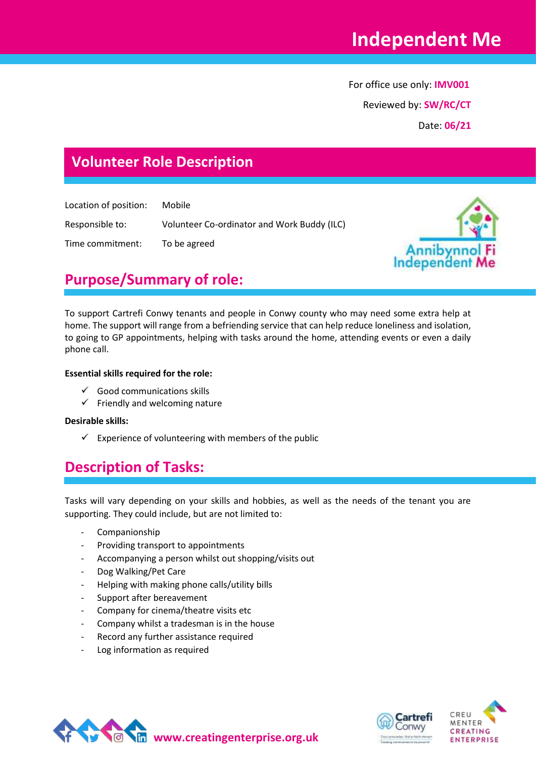# Independent Me

For office use only: **IMV001**

Reviewed by: **SW/RC/CT**

Date: **06/21**

## Volunteer Role Description

| | |
|---|---|
| Location of position: | Mobile |
| Responsible to: | Volunteer Co-ordinator and Work Buddy (ILC) |
| Time commitment: | To be agreed |

Annibynnol Fi Independent Me

## Purpose/Summary of role:

To support Cartrefi Conwy tenants and people in Conwy county who may need some extra help at home. The support will range from a befriending service that can help reduce loneliness and isolation, to going to GP appointments, helping with tasks around the home, attending events or even a daily phone call.

**Essential skills required for the role:**

- ✓ Good communications skills
- ✓ Friendly and welcoming nature

**Desirable skills:**

- ✓ Experience of volunteering with members of the public

## Description of Tasks:

Tasks will vary depending on your skills and hobbies, as well as the needs of the tenant you are supporting. They could include, but are not limited to:

- Companionship
- Providing transport to appointments
- Accompanying a person whilst out shopping/visits out
- Dog Walking/Pet Care
- Helping with making phone calls/utility bills
- Support after bereavement
- Company for cinema/theatre visits etc
- Company whilst a tradesman is in the house
- Record any further assistance required
- Log information as required

www.creatingenterprise.org.uk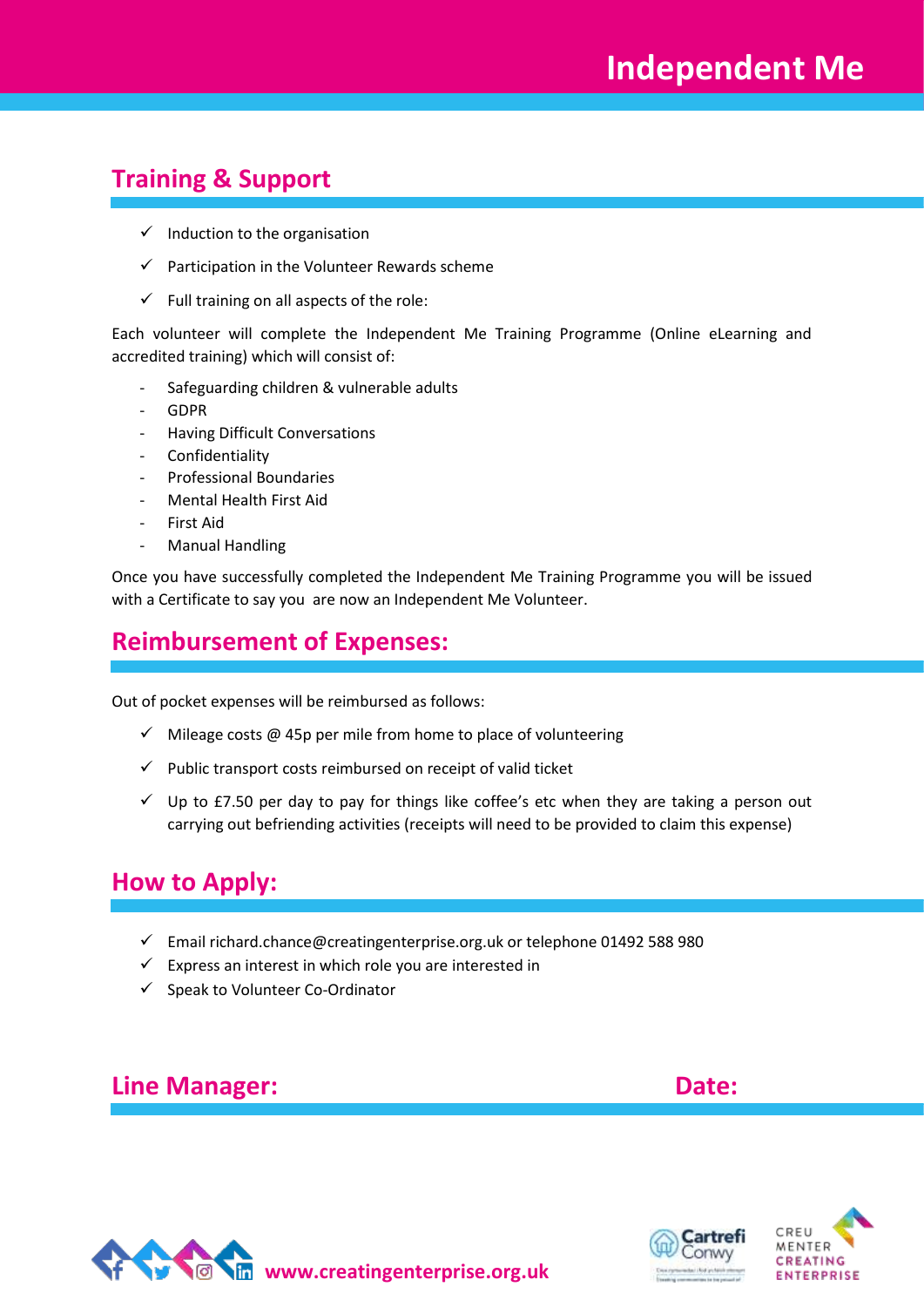## Training & Support

- ✓ Induction to the organisation
- ✓ Participation in the Volunteer Rewards scheme
- ✓ Full training on all aspects of the role:

Each volunteer will complete the Independent Me Training Programme (Online eLearning and accredited training) which will consist of:

- Safeguarding children & vulnerable adults
- GDPR
- Having Difficult Conversations
- Confidentiality
- Professional Boundaries
- Mental Health First Aid
- First Aid
- Manual Handling

Once you have successfully completed the Independent Me Training Programme you will be issued with a Certificate to say you are now an Independent Me Volunteer.

## Reimbursement of Expenses:

Out of pocket expenses will be reimbursed as follows:

- ✓ Mileage costs @ 45p per mile from home to place of volunteering
- ✓ Public transport costs reimbursed on receipt of valid ticket
- ✓ Up to £7.50 per day to pay for things like coffee's etc when they are taking a person out carrying out befriending activities (receipts will need to be provided to claim this expense)

## How to Apply:

- ✓ Email richard.chance@creatingenterprise.org.uk or telephone 01492 588 980
- ✓ Express an interest in which role you are interested in
- ✓ Speak to Volunteer Co-Ordinator

## Line Manager: Date:

www.creatingenterprise.org.uk